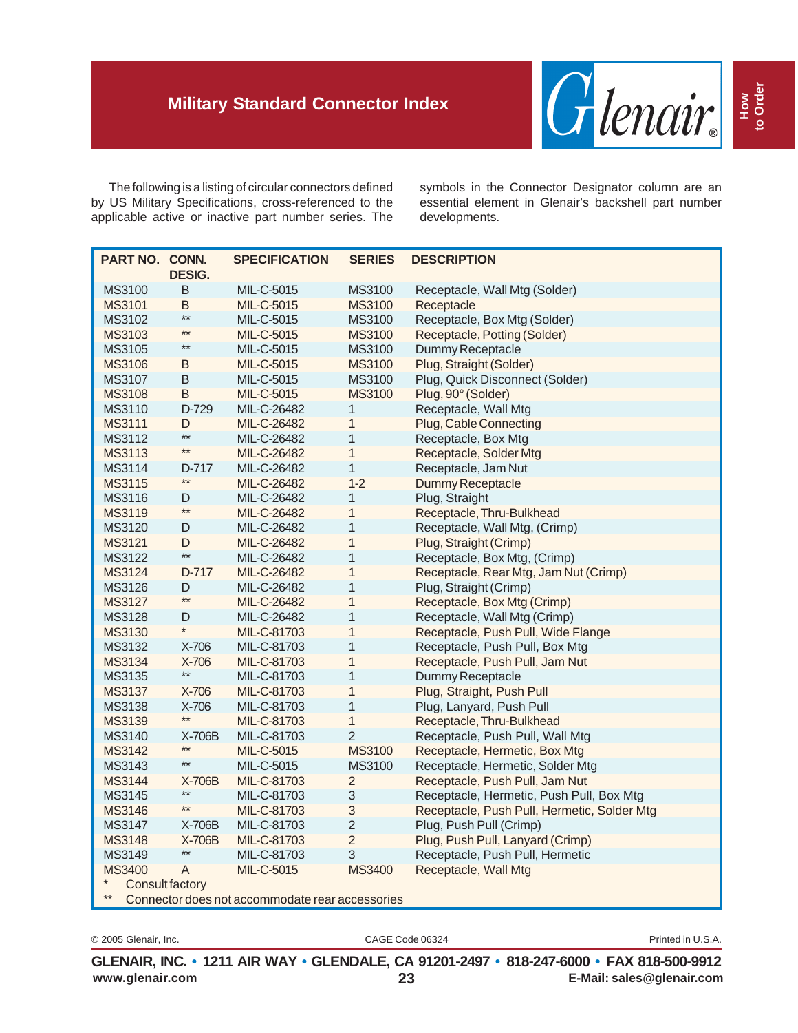# Military Standard Connector Index

The following is a listing of circular connectors defined by US Military Specifications, cross-referenced to the applicable active or inactive part number series. The symbols in the Connector Designator column are an essential element in Glenair's backshell part number developments.

| PART NO. | CONN. DESIG. | SPECIFICATION | SERIES | DESCRIPTION |
|---|---|---|---|---|
| MS3100 | B | MIL-C-5015 | MS3100 | Receptacle, Wall Mtg (Solder) |
| MS3101 | B | MIL-C-5015 | MS3100 | Receptacle |
| MS3102 | ** | MIL-C-5015 | MS3100 | Receptacle, Box Mtg (Solder) |
| MS3103 | ** | MIL-C-5015 | MS3100 | Receptacle, Potting (Solder) |
| MS3105 | ** | MIL-C-5015 | MS3100 | Dummy Receptacle |
| MS3106 | B | MIL-C-5015 | MS3100 | Plug, Straight (Solder) |
| MS3107 | B | MIL-C-5015 | MS3100 | Plug, Quick Disconnect (Solder) |
| MS3108 | B | MIL-C-5015 | MS3100 | Plug, 90° (Solder) |
| MS3110 | D-729 | MIL-C-26482 | 1 | Receptacle, Wall Mtg |
| MS3111 | D | MIL-C-26482 | 1 | Plug, Cable Connecting |
| MS3112 | ** | MIL-C-26482 | 1 | Receptacle, Box Mtg |
| MS3113 | ** | MIL-C-26482 | 1 | Receptacle, Solder Mtg |
| MS3114 | D-717 | MIL-C-26482 | 1 | Receptacle, Jam Nut |
| MS3115 | ** | MIL-C-26482 | 1-2 | Dummy Receptacle |
| MS3116 | D | MIL-C-26482 | 1 | Plug, Straight |
| MS3119 | ** | MIL-C-26482 | 1 | Receptacle, Thru-Bulkhead |
| MS3120 | D | MIL-C-26482 | 1 | Receptacle, Wall Mtg, (Crimp) |
| MS3121 | D | MIL-C-26482 | 1 | Plug, Straight (Crimp) |
| MS3122 | ** | MIL-C-26482 | 1 | Receptacle, Box Mtg, (Crimp) |
| MS3124 | D-717 | MIL-C-26482 | 1 | Receptacle, Rear Mtg, Jam Nut (Crimp) |
| MS3126 | D | MIL-C-26482 | 1 | Plug, Straight (Crimp) |
| MS3127 | ** | MIL-C-26482 | 1 | Receptacle, Box Mtg (Crimp) |
| MS3128 | D | MIL-C-26482 | 1 | Receptacle, Wall Mtg (Crimp) |
| MS3130 | * | MIL-C-81703 | 1 | Receptacle, Push Pull, Wide Flange |
| MS3132 | X-706 | MIL-C-81703 | 1 | Receptacle, Push Pull, Box Mtg |
| MS3134 | X-706 | MIL-C-81703 | 1 | Receptacle, Push Pull, Jam Nut |
| MS3135 | ** | MIL-C-81703 | 1 | Dummy Receptacle |
| MS3137 | X-706 | MIL-C-81703 | 1 | Plug, Straight, Push Pull |
| MS3138 | X-706 | MIL-C-81703 | 1 | Plug, Lanyard, Push Pull |
| MS3139 | ** | MIL-C-81703 | 1 | Receptacle, Thru-Bulkhead |
| MS3140 | X-706B | MIL-C-81703 | 2 | Receptacle, Push Pull, Wall Mtg |
| MS3142 | ** | MIL-C-5015 | MS3100 | Receptacle, Hermetic, Box Mtg |
| MS3143 | ** | MIL-C-5015 | MS3100 | Receptacle, Hermetic, Solder Mtg |
| MS3144 | X-706B | MIL-C-81703 | 2 | Receptacle, Push Pull, Jam Nut |
| MS3145 | ** | MIL-C-81703 | 3 | Receptacle, Hermetic, Push Pull, Box Mtg |
| MS3146 | ** | MIL-C-81703 | 3 | Receptacle, Push Pull, Hermetic, Solder Mtg |
| MS3147 | X-706B | MIL-C-81703 | 2 | Plug, Push Pull (Crimp) |
| MS3148 | X-706B | MIL-C-81703 | 2 | Plug, Push Pull, Lanyard (Crimp) |
| MS3149 | ** | MIL-C-81703 | 3 | Receptacle, Push Pull, Hermetic |
| MS3400 | A | MIL-C-5015 | MS3400 | Receptacle, Wall Mtg |

\* Consult factory

\** Connector does not accommodate rear accessories

© 2005 Glenair, Inc. CAGE Code 06324 Printed in U.S.A.

**GLENAIR, INC. • 1211 AIR WAY • GLENDALE, CA 91201-2497 • 818-247-6000 • FAX 818-500-9912**

**www.glenair.com** **E-Mail: sales@glenair.com**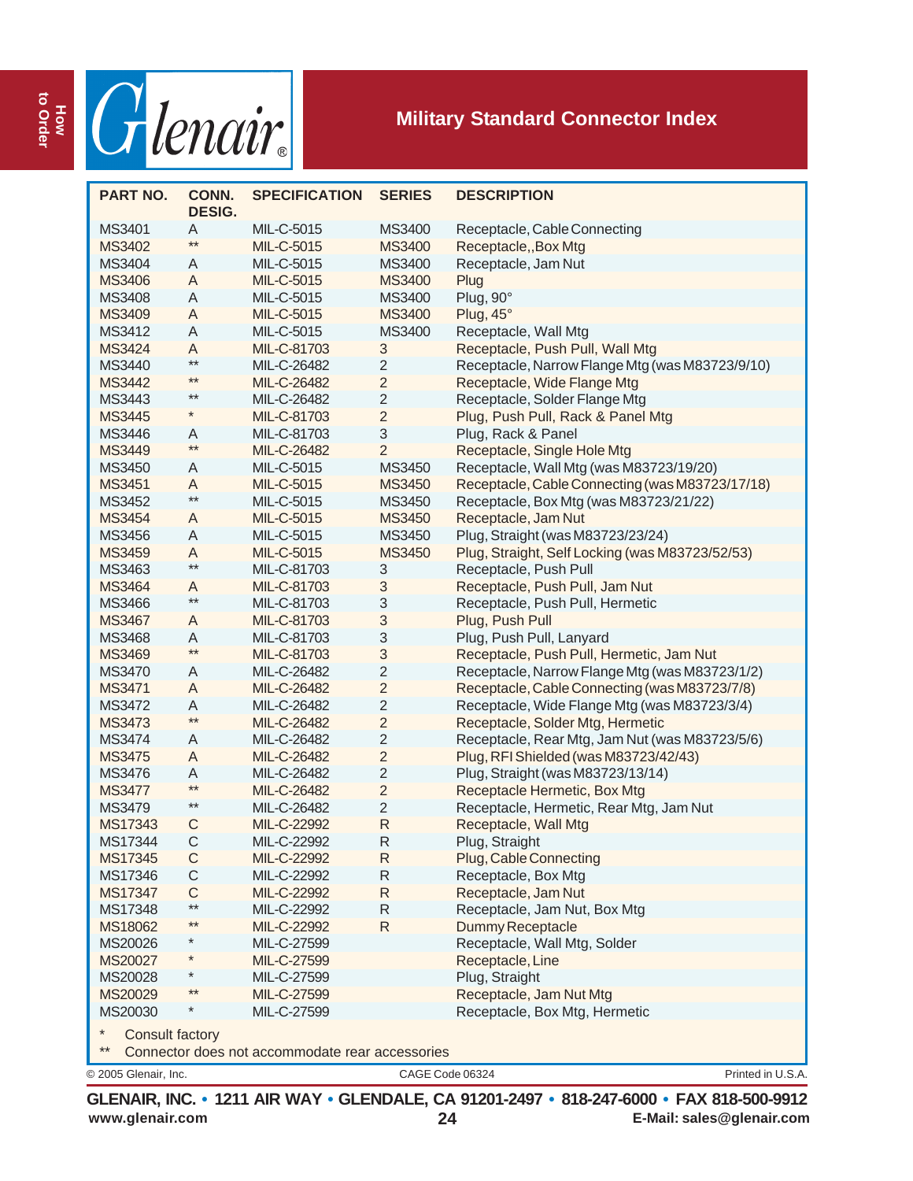# Military Standard Connector Index

| PART NO. | CONN. DESIG. | SPECIFICATION | SERIES | DESCRIPTION |
|---|---|---|---|---|
| MS3401 | A | MIL-C-5015 | MS3400 | Receptacle, Cable Connecting |
| MS3402 | ** | MIL-C-5015 | MS3400 | Receptacle,,Box Mtg |
| MS3404 | A | MIL-C-5015 | MS3400 | Receptacle, Jam Nut |
| MS3406 | A | MIL-C-5015 | MS3400 | Plug |
| MS3408 | A | MIL-C-5015 | MS3400 | Plug, 90° |
| MS3409 | A | MIL-C-5015 | MS3400 | Plug, 45° |
| MS3412 | A | MIL-C-5015 | MS3400 | Receptacle, Wall Mtg |
| MS3424 | A | MIL-C-81703 | 3 | Receptacle, Push Pull, Wall Mtg |
| MS3440 | ** | MIL-C-26482 | 2 | Receptacle, Narrow Flange Mtg (was M83723/9/10) |
| MS3442 | ** | MIL-C-26482 | 2 | Receptacle, Wide Flange Mtg |
| MS3443 | ** | MIL-C-26482 | 2 | Receptacle, Solder Flange Mtg |
| MS3445 | * | MIL-C-81703 | 2 | Plug, Push Pull, Rack & Panel Mtg |
| MS3446 | A | MIL-C-81703 | 3 | Plug, Rack & Panel |
| MS3449 | ** | MIL-C-26482 | 2 | Receptacle, Single Hole Mtg |
| MS3450 | A | MIL-C-5015 | MS3450 | Receptacle, Wall Mtg (was M83723/19/20) |
| MS3451 | A | MIL-C-5015 | MS3450 | Receptacle, Cable Connecting (was M83723/17/18) |
| MS3452 | ** | MIL-C-5015 | MS3450 | Receptacle, Box Mtg (was M83723/21/22) |
| MS3454 | A | MIL-C-5015 | MS3450 | Receptacle, Jam Nut |
| MS3456 | A | MIL-C-5015 | MS3450 | Plug, Straight (was M83723/23/24) |
| MS3459 | A | MIL-C-5015 | MS3450 | Plug, Straight, Self Locking (was M83723/52/53) |
| MS3463 | ** | MIL-C-81703 | 3 | Receptacle, Push Pull |
| MS3464 | A | MIL-C-81703 | 3 | Receptacle, Push Pull, Jam Nut |
| MS3466 | ** | MIL-C-81703 | 3 | Receptacle, Push Pull, Hermetic |
| MS3467 | A | MIL-C-81703 | 3 | Plug, Push Pull |
| MS3468 | A | MIL-C-81703 | 3 | Plug, Push Pull, Lanyard |
| MS3469 | ** | MIL-C-81703 | 3 | Receptacle, Push Pull, Hermetic, Jam Nut |
| MS3470 | A | MIL-C-26482 | 2 | Receptacle, Narrow Flange Mtg (was M83723/1/2) |
| MS3471 | A | MIL-C-26482 | 2 | Receptacle, Cable Connecting (was M83723/7/8) |
| MS3472 | A | MIL-C-26482 | 2 | Receptacle, Wide Flange Mtg (was M83723/3/4) |
| MS3473 | ** | MIL-C-26482 | 2 | Receptacle, Solder Mtg, Hermetic |
| MS3474 | A | MIL-C-26482 | 2 | Receptacle, Rear Mtg, Jam Nut (was M83723/5/6) |
| MS3475 | A | MIL-C-26482 | 2 | Plug, RFI Shielded (was M83723/42/43) |
| MS3476 | A | MIL-C-26482 | 2 | Plug, Straight (was M83723/13/14) |
| MS3477 | ** | MIL-C-26482 | 2 | Receptacle Hermetic, Box Mtg |
| MS3479 | ** | MIL-C-26482 | 2 | Receptacle, Hermetic, Rear Mtg, Jam Nut |
| MS17343 | C | MIL-C-22992 | R | Receptacle, Wall Mtg |
| MS17344 | C | MIL-C-22992 | R | Plug, Straight |
| MS17345 | C | MIL-C-22992 | R | Plug, Cable Connecting |
| MS17346 | C | MIL-C-22992 | R | Receptacle, Box Mtg |
| MS17347 | C | MIL-C-22992 | R | Receptacle, Jam Nut |
| MS17348 | ** | MIL-C-22992 | R | Receptacle, Jam Nut, Box Mtg |
| MS18062 | ** | MIL-C-22992 | R | Dummy Receptacle |
| MS20026 | * | MIL-C-27599 | | Receptacle, Wall Mtg, Solder |
| MS20027 | * | MIL-C-27599 | | Receptacle, Line |
| MS20028 | * | MIL-C-27599 | | Plug, Straight |
| MS20029 | ** | MIL-C-27599 | | Receptacle, Jam Nut Mtg |
| MS20030 | * | MIL-C-27599 | | Receptacle, Box Mtg, Hermetic |

\* Consult factory

\** Connector does not accommodate rear accessories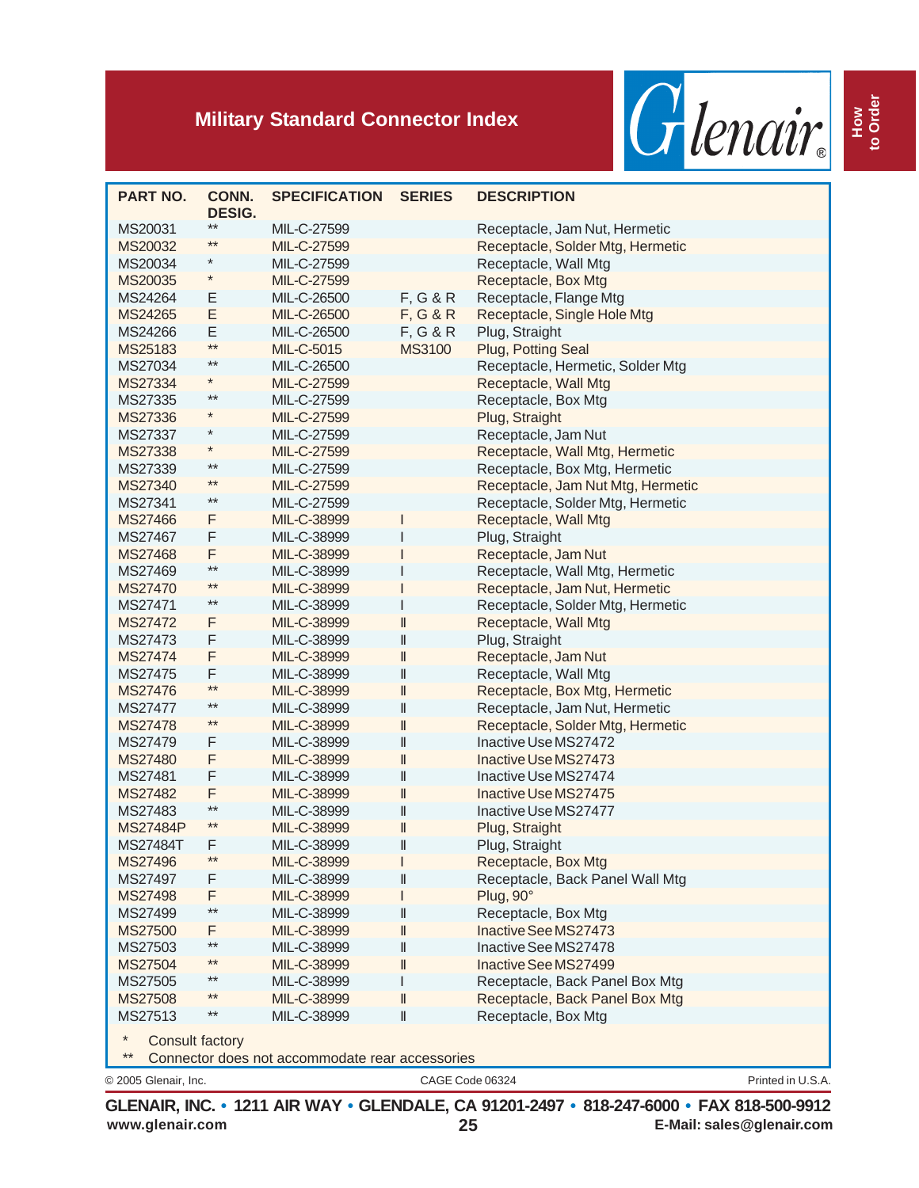## Military Standard Connector Index

| PART NO. | CONN. DESIG. | SPECIFICATION | SERIES | DESCRIPTION |
|---|---|---|---|---|
| MS20031 | ** | MIL-C-27599 | | Receptacle, Jam Nut, Hermetic |
| MS20032 | ** | MIL-C-27599 | | Receptacle, Solder Mtg, Hermetic |
| MS20034 | * | MIL-C-27599 | | Receptacle, Wall Mtg |
| MS20035 | * | MIL-C-27599 | | Receptacle, Box Mtg |
| MS24264 | E | MIL-C-26500 | F, G & R | Receptacle, Flange Mtg |
| MS24265 | E | MIL-C-26500 | F, G & R | Receptacle, Single Hole Mtg |
| MS24266 | E | MIL-C-26500 | F, G & R | Plug, Straight |
| MS25183 | ** | MIL-C-5015 | MS3100 | Plug, Potting Seal |
| MS27034 | ** | MIL-C-26500 | | Receptacle, Hermetic, Solder Mtg |
| MS27334 | * | MIL-C-27599 | | Receptacle, Wall Mtg |
| MS27335 | ** | MIL-C-27599 | | Receptacle, Box Mtg |
| MS27336 | * | MIL-C-27599 | | Plug, Straight |
| MS27337 | * | MIL-C-27599 | | Receptacle, Jam Nut |
| MS27338 | * | MIL-C-27599 | | Receptacle, Wall Mtg, Hermetic |
| MS27339 | ** | MIL-C-27599 | | Receptacle, Box Mtg, Hermetic |
| MS27340 | ** | MIL-C-27599 | | Receptacle, Jam Nut Mtg, Hermetic |
| MS27341 | ** | MIL-C-27599 | | Receptacle, Solder Mtg, Hermetic |
| MS27466 | F | MIL-C-38999 | I | Receptacle, Wall Mtg |
| MS27467 | F | MIL-C-38999 | I | Plug, Straight |
| MS27468 | F | MIL-C-38999 | I | Receptacle, Jam Nut |
| MS27469 | ** | MIL-C-38999 | I | Receptacle, Wall Mtg, Hermetic |
| MS27470 | ** | MIL-C-38999 | I | Receptacle, Jam Nut, Hermetic |
| MS27471 | ** | MIL-C-38999 | I | Receptacle, Solder Mtg, Hermetic |
| MS27472 | F | MIL-C-38999 | II | Receptacle, Wall Mtg |
| MS27473 | F | MIL-C-38999 | II | Plug, Straight |
| MS27474 | F | MIL-C-38999 | II | Receptacle, Jam Nut |
| MS27475 | F | MIL-C-38999 | II | Receptacle, Wall Mtg |
| MS27476 | ** | MIL-C-38999 | II | Receptacle, Box Mtg, Hermetic |
| MS27477 | ** | MIL-C-38999 | II | Receptacle, Jam Nut, Hermetic |
| MS27478 | ** | MIL-C-38999 | II | Receptacle, Solder Mtg, Hermetic |
| MS27479 | F | MIL-C-38999 | II | Inactive Use MS27472 |
| MS27480 | F | MIL-C-38999 | II | Inactive Use MS27473 |
| MS27481 | F | MIL-C-38999 | II | Inactive Use MS27474 |
| MS27482 | F | MIL-C-38999 | II | Inactive Use MS27475 |
| MS27483 | ** | MIL-C-38999 | II | Inactive Use MS27477 |
| MS27484P | ** | MIL-C-38999 | II | Plug, Straight |
| MS27484T | F | MIL-C-38999 | II | Plug, Straight |
| MS27496 | ** | MIL-C-38999 | I | Receptacle, Box Mtg |
| MS27497 | F | MIL-C-38999 | II | Receptacle, Back Panel Wall Mtg |
| MS27498 | F | MIL-C-38999 | I | Plug, 90° |
| MS27499 | ** | MIL-C-38999 | II | Receptacle, Box Mtg |
| MS27500 | F | MIL-C-38999 | II | Inactive See MS27473 |
| MS27503 | ** | MIL-C-38999 | II | Inactive See MS27478 |
| MS27504 | ** | MIL-C-38999 | II | Inactive See MS27499 |
| MS27505 | ** | MIL-C-38999 | I | Receptacle, Back Panel Box Mtg |
| MS27508 | ** | MIL-C-38999 | II | Receptacle, Back Panel Box Mtg |
| MS27513 | ** | MIL-C-38999 | II | Receptacle, Box Mtg |

\* Consult factory

\** Connector does not accommodate rear accessories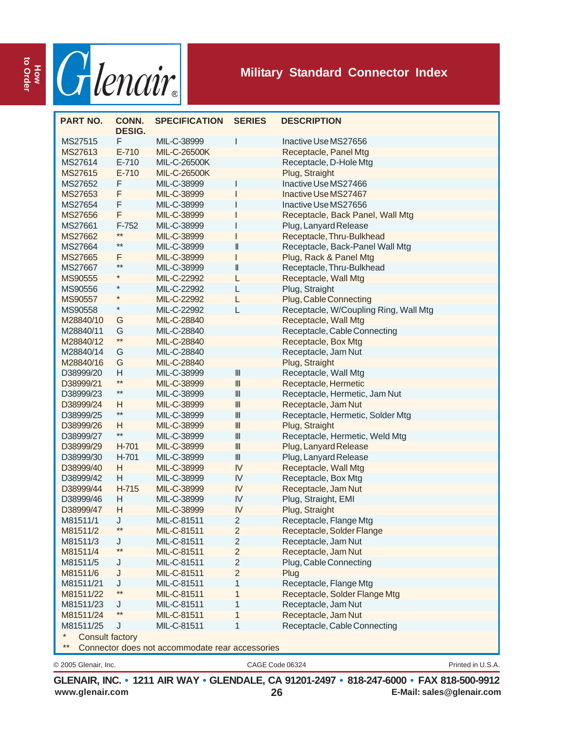# Military Standard Connector Index

| PART NO. | CONN. DESIG. | SPECIFICATION | SERIES | DESCRIPTION |
|---|---|---|---|---|
| MS27515 | F | MIL-C-38999 | I | Inactive Use MS27656 |
| MS27613 | E-710 | MIL-C-26500K | | Receptacle, Panel Mtg |
| MS27614 | E-710 | MIL-C-26500K | | Receptacle, D-Hole Mtg |
| MS27615 | E-710 | MIL-C-26500K | | Plug, Straight |
| MS27652 | F | MIL-C-38999 | I | Inactive Use MS27466 |
| MS27653 | F | MIL-C-38999 | I | Inactive Use MS27467 |
| MS27654 | F | MIL-C-38999 | I | Inactive Use MS27656 |
| MS27656 | F | MIL-C-38999 | I | Receptacle, Back Panel, Wall Mtg |
| MS27661 | F-752 | MIL-C-38999 | I | Plug, Lanyard Release |
| MS27662 | ** | MIL-C-38999 | I | Receptacle, Thru-Bulkhead |
| MS27664 | ** | MIL-C-38999 | II | Receptacle, Back-Panel Wall Mtg |
| MS27665 | F | MIL-C-38999 | I | Plug, Rack & Panel Mtg |
| MS27667 | ** | MIL-C-38999 | II | Receptacle, Thru-Bulkhead |
| MS90555 | * | MIL-C-22992 | L | Receptacle, Wall Mtg |
| MS90556 | * | MIL-C-22992 | L | Plug, Straight |
| MS90557 | * | MIL-C-22992 | L | Plug, Cable Connecting |
| MS90558 | * | MIL-C-22992 | L | Receptacle, W/Coupling Ring, Wall Mtg |
| M28840/10 | G | MIL-C-28840 | | Receptacle, Wall Mtg |
| M28840/11 | G | MIL-C-28840 | | Receptacle, Cable Connecting |
| M28840/12 | ** | MIL-C-28840 | | Receptacle, Box Mtg |
| M28840/14 | G | MIL-C-28840 | | Receptacle, Jam Nut |
| M28840/16 | G | MIL-C-28840 | | Plug, Straight |
| D38999/20 | H | MIL-C-38999 | III | Receptacle, Wall Mtg |
| D38999/21 | ** | MIL-C-38999 | III | Receptacle, Hermetic |
| D38999/23 | ** | MIL-C-38999 | III | Receptacle, Hermetic, Jam Nut |
| D38999/24 | H | MIL-C-38999 | III | Receptacle, Jam Nut |
| D38999/25 | ** | MIL-C-38999 | III | Receptacle, Hermetic, Solder Mtg |
| D38999/26 | H | MIL-C-38999 | III | Plug, Straight |
| D38999/27 | ** | MIL-C-38999 | III | Receptacle, Hermetic, Weld Mtg |
| D38999/29 | H-701 | MIL-C-38999 | III | Plug, Lanyard Release |
| D38999/30 | H-701 | MIL-C-38999 | III | Plug, Lanyard Release |
| D38999/40 | H | MIL-C-38999 | IV | Receptacle, Wall Mtg |
| D38999/42 | H | MIL-C-38999 | IV | Receptacle, Box Mtg |
| D38999/44 | H-715 | MIL-C-38999 | IV | Receptacle, Jam Nut |
| D38999/46 | H | MIL-C-38999 | IV | Plug, Straight, EMI |
| D38999/47 | H | MIL-C-38999 | IV | Plug, Straight |
| M81511/1 | J | MIL-C-81511 | 2 | Receptacle, Flange Mtg |
| M81511/2 | ** | MIL-C-81511 | 2 | Receptacle, Solder Flange |
| M81511/3 | J | MIL-C-81511 | 2 | Receptacle, Jam Nut |
| M81511/4 | ** | MIL-C-81511 | 2 | Receptacle, Jam Nut |
| M81511/5 | J | MIL-C-81511 | 2 | Plug, Cable Connecting |
| M81511/6 | J | MIL-C-81511 | 2 | Plug |
| M81511/21 | J | MIL-C-81511 | 1 | Receptacle, Flange Mtg |
| M81511/22 | ** | MIL-C-81511 | 1 | Receptacle, Solder Flange Mtg |
| M81511/23 | J | MIL-C-81511 | 1 | Receptacle, Jam Nut |
| M81511/24 | ** | MIL-C-81511 | 1 | Receptacle, Jam Nut |
| M81511/25 | J | MIL-C-81511 | 1 | Receptacle, Cable Connecting |

\* Consult factory

\*\* Connector does not accommodate rear accessories

© 2005 Glenair, Inc. CAGE Code 06324 Printed in U.S.A.

**GLENAIR, INC. • 1211 AIR WAY • GLENDALE, CA 91201-2497 • 818-247-6000 • FAX 818-500-9912**

**www.glenair.com** **E-Mail: sales@glenair.com**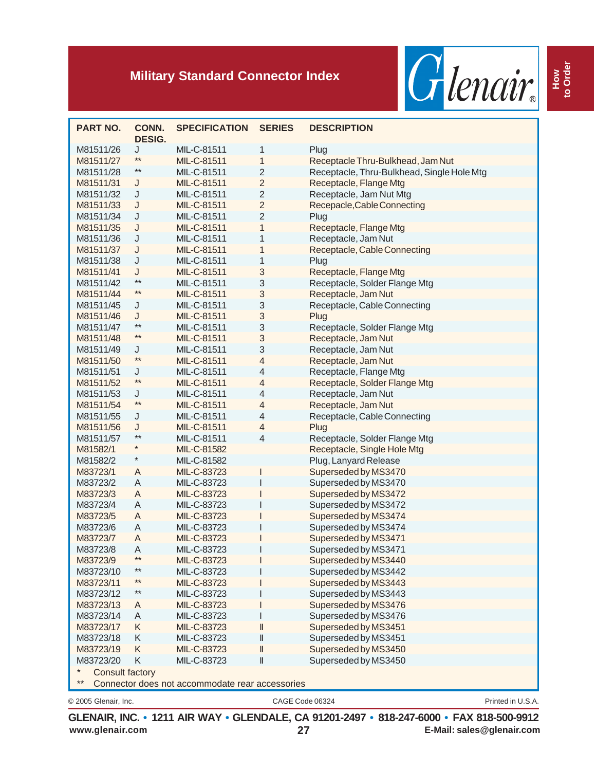# Military Standard Connector Index

| PART NO. | CONN. DESIG. | SPECIFICATION | SERIES | DESCRIPTION |
|---|---|---|---|---|
| M81511/26 | J | MIL-C-81511 | 1 | Plug |
| M81511/27 | ** | MIL-C-81511 | 1 | Receptacle Thru-Bulkhead, Jam Nut |
| M81511/28 | ** | MIL-C-81511 | 2 | Receptacle, Thru-Bulkhead, Single Hole Mtg |
| M81511/31 | J | MIL-C-81511 | 2 | Receptacle, Flange Mtg |
| M81511/32 | J | MIL-C-81511 | 2 | Receptacle, Jam Nut Mtg |
| M81511/33 | J | MIL-C-81511 | 2 | Recepacle,Cable Connecting |
| M81511/34 | J | MIL-C-81511 | 2 | Plug |
| M81511/35 | J | MIL-C-81511 | 1 | Receptacle, Flange Mtg |
| M81511/36 | J | MIL-C-81511 | 1 | Receptacle, Jam Nut |
| M81511/37 | J | MIL-C-81511 | 1 | Receptacle, Cable Connecting |
| M81511/38 | J | MIL-C-81511 | 1 | Plug |
| M81511/41 | J | MIL-C-81511 | 3 | Receptacle, Flange Mtg |
| M81511/42 | ** | MIL-C-81511 | 3 | Receptacle, Solder Flange Mtg |
| M81511/44 | ** | MIL-C-81511 | 3 | Receptacle, Jam Nut |
| M81511/45 | J | MIL-C-81511 | 3 | Receptacle, Cable Connecting |
| M81511/46 | J | MIL-C-81511 | 3 | Plug |
| M81511/47 | ** | MIL-C-81511 | 3 | Receptacle, Solder Flange Mtg |
| M81511/48 | ** | MIL-C-81511 | 3 | Receptacle, Jam Nut |
| M81511/49 | J | MIL-C-81511 | 3 | Receptacle, Jam Nut |
| M81511/50 | ** | MIL-C-81511 | 4 | Receptacle, Jam Nut |
| M81511/51 | J | MIL-C-81511 | 4 | Receptacle, Flange Mtg |
| M81511/52 | ** | MIL-C-81511 | 4 | Receptacle, Solder Flange Mtg |
| M81511/53 | J | MIL-C-81511 | 4 | Receptacle, Jam Nut |
| M81511/54 | ** | MIL-C-81511 | 4 | Receptacle, Jam Nut |
| M81511/55 | J | MIL-C-81511 | 4 | Receptacle, Cable Connecting |
| M81511/56 | J | MIL-C-81511 | 4 | Plug |
| M81511/57 | ** | MIL-C-81511 | 4 | Receptacle, Solder Flange Mtg |
| M81582/1 | * | MIL-C-81582 | | Receptacle, Single Hole Mtg |
| M81582/2 | * | MIL-C-81582 | | Plug, Lanyard Release |
| M83723/1 | A | MIL-C-83723 | I | Superseded by MS3470 |
| M83723/2 | A | MIL-C-83723 | I | Superseded by MS3470 |
| M83723/3 | A | MIL-C-83723 | I | Superseded by MS3472 |
| M83723/4 | A | MIL-C-83723 | I | Superseded by MS3472 |
| M83723/5 | A | MIL-C-83723 | I | Superseded by MS3474 |
| M83723/6 | A | MIL-C-83723 | I | Superseded by MS3474 |
| M83723/7 | A | MIL-C-83723 | I | Superseded by MS3471 |
| M83723/8 | A | MIL-C-83723 | I | Superseded by MS3471 |
| M83723/9 | ** | MIL-C-83723 | I | Superseded by MS3440 |
| M83723/10 | ** | MIL-C-83723 | I | Superseded by MS3442 |
| M83723/11 | ** | MIL-C-83723 | I | Superseded by MS3443 |
| M83723/12 | ** | MIL-C-83723 | I | Superseded by MS3443 |
| M83723/13 | A | MIL-C-83723 | I | Superseded by MS3476 |
| M83723/14 | A | MIL-C-83723 | I | Superseded by MS3476 |
| M83723/17 | K | MIL-C-83723 | II | Superseded by MS3451 |
| M83723/18 | K | MIL-C-83723 | II | Superseded by MS3451 |
| M83723/19 | K | MIL-C-83723 | II | Superseded by MS3450 |
| M83723/20 | K | MIL-C-83723 | II | Superseded by MS3450 |

\* Consult factory

** Connector does not accommodate rear accessories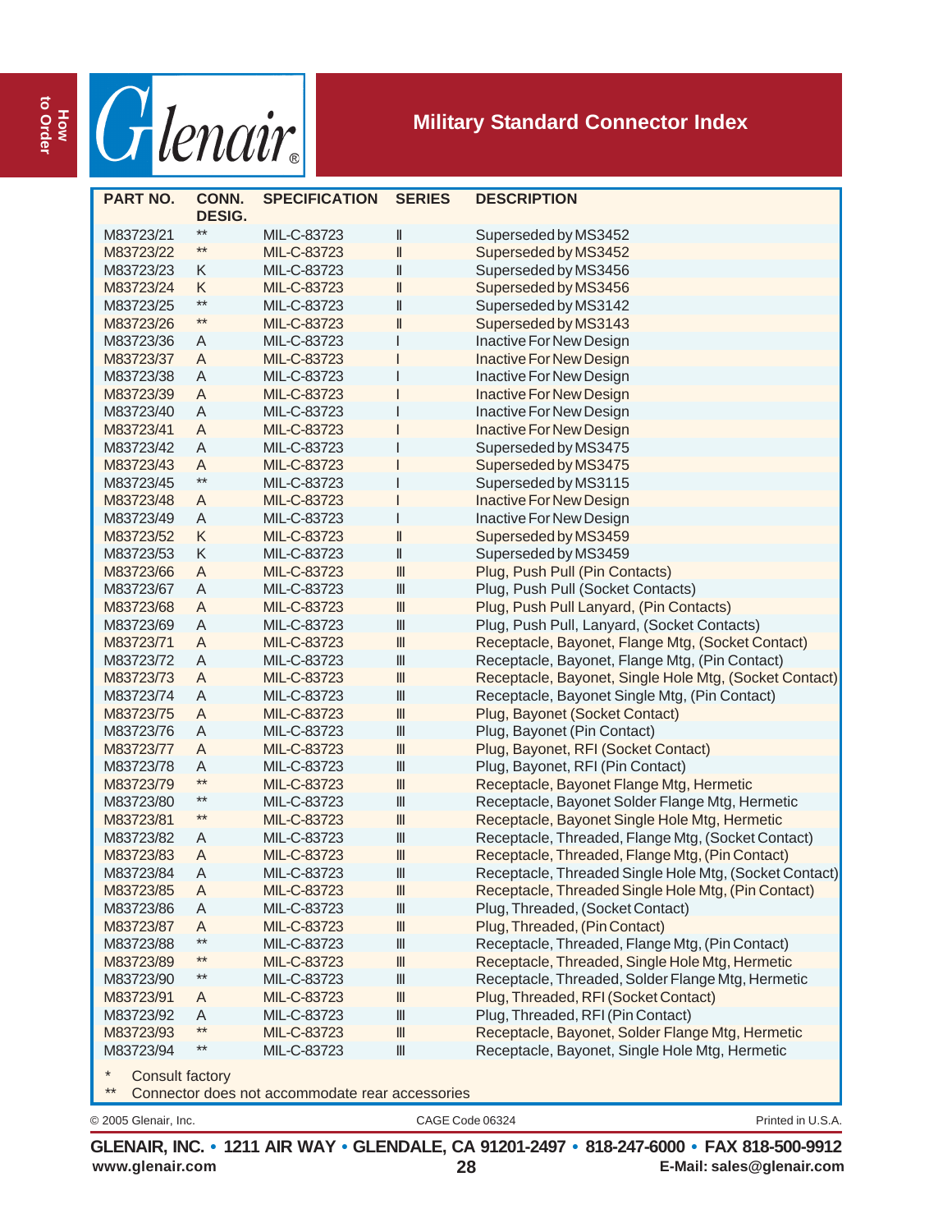## Military Standard Connector Index

| PART NO. | CONN. DESIG. | SPECIFICATION | SERIES | DESCRIPTION |
|---|---|---|---|---|
| M83723/21 | ** | MIL-C-83723 | II | Superseded by MS3452 |
| M83723/22 | ** | MIL-C-83723 | II | Superseded by MS3452 |
| M83723/23 | K | MIL-C-83723 | II | Superseded by MS3456 |
| M83723/24 | K | MIL-C-83723 | II | Superseded by MS3456 |
| M83723/25 | ** | MIL-C-83723 | II | Superseded by MS3142 |
| M83723/26 | ** | MIL-C-83723 | II | Superseded by MS3143 |
| M83723/36 | A | MIL-C-83723 | I | Inactive For New Design |
| M83723/37 | A | MIL-C-83723 | I | Inactive For New Design |
| M83723/38 | A | MIL-C-83723 | I | Inactive For New Design |
| M83723/39 | A | MIL-C-83723 | I | Inactive For New Design |
| M83723/40 | A | MIL-C-83723 | I | Inactive For New Design |
| M83723/41 | A | MIL-C-83723 | I | Inactive For New Design |
| M83723/42 | A | MIL-C-83723 | I | Superseded by MS3475 |
| M83723/43 | A | MIL-C-83723 | I | Superseded by MS3475 |
| M83723/45 | ** | MIL-C-83723 | I | Superseded by MS3115 |
| M83723/48 | A | MIL-C-83723 | I | Inactive For New Design |
| M83723/49 | A | MIL-C-83723 | I | Inactive For New Design |
| M83723/52 | K | MIL-C-83723 | II | Superseded by MS3459 |
| M83723/53 | K | MIL-C-83723 | II | Superseded by MS3459 |
| M83723/66 | A | MIL-C-83723 | III | Plug, Push Pull (Pin Contacts) |
| M83723/67 | A | MIL-C-83723 | III | Plug, Push Pull (Socket Contacts) |
| M83723/68 | A | MIL-C-83723 | III | Plug, Push Pull Lanyard, (Pin Contacts) |
| M83723/69 | A | MIL-C-83723 | III | Plug, Push Pull, Lanyard, (Socket Contacts) |
| M83723/71 | A | MIL-C-83723 | III | Receptacle, Bayonet, Flange Mtg, (Socket Contact) |
| M83723/72 | A | MIL-C-83723 | III | Receptacle, Bayonet, Flange Mtg, (Pin Contact) |
| M83723/73 | A | MIL-C-83723 | III | Receptacle, Bayonet, Single Hole Mtg, (Socket Contact) |
| M83723/74 | A | MIL-C-83723 | III | Receptacle, Bayonet Single Mtg, (Pin Contact) |
| M83723/75 | A | MIL-C-83723 | III | Plug, Bayonet (Socket Contact) |
| M83723/76 | A | MIL-C-83723 | III | Plug, Bayonet (Pin Contact) |
| M83723/77 | A | MIL-C-83723 | III | Plug, Bayonet, RFI (Socket Contact) |
| M83723/78 | A | MIL-C-83723 | III | Plug, Bayonet, RFI (Pin Contact) |
| M83723/79 | ** | MIL-C-83723 | III | Receptacle, Bayonet Flange Mtg, Hermetic |
| M83723/80 | ** | MIL-C-83723 | III | Receptacle, Bayonet Solder Flange Mtg, Hermetic |
| M83723/81 | ** | MIL-C-83723 | III | Receptacle, Bayonet Single Hole Mtg, Hermetic |
| M83723/82 | A | MIL-C-83723 | III | Receptacle, Threaded, Flange Mtg, (Socket Contact) |
| M83723/83 | A | MIL-C-83723 | III | Receptacle, Threaded, Flange Mtg, (Pin Contact) |
| M83723/84 | A | MIL-C-83723 | III | Receptacle, Threaded Single Hole Mtg, (Socket Contact) |
| M83723/85 | A | MIL-C-83723 | III | Receptacle, Threaded Single Hole Mtg, (Pin Contact) |
| M83723/86 | A | MIL-C-83723 | III | Plug, Threaded, (Socket Contact) |
| M83723/87 | A | MIL-C-83723 | III | Plug, Threaded, (Pin Contact) |
| M83723/88 | ** | MIL-C-83723 | III | Receptacle, Threaded, Flange Mtg, (Pin Contact) |
| M83723/89 | ** | MIL-C-83723 | III | Receptacle, Threaded, Single Hole Mtg, Hermetic |
| M83723/90 | ** | MIL-C-83723 | III | Receptacle, Threaded, Solder Flange Mtg, Hermetic |
| M83723/91 | A | MIL-C-83723 | III | Plug, Threaded, RFI (Socket Contact) |
| M83723/92 | A | MIL-C-83723 | III | Plug, Threaded, RFI (Pin Contact) |
| M83723/93 | ** | MIL-C-83723 | III | Receptacle, Bayonet, Solder Flange Mtg, Hermetic |
| M83723/94 | ** | MIL-C-83723 | III | Receptacle, Bayonet, Single Hole Mtg, Hermetic |

\* Consult factory

** Connector does not accommodate rear accessories

© 2005 Glenair, Inc. CAGE Code 06324 Printed in U.S.A.

**GLENAIR, INC. • 1211 AIR WAY • GLENDALE, CA 91201-2497 • 818-247-6000 • FAX 818-500-9912**

**www.glenair.com** **E-Mail: sales@glenair.com**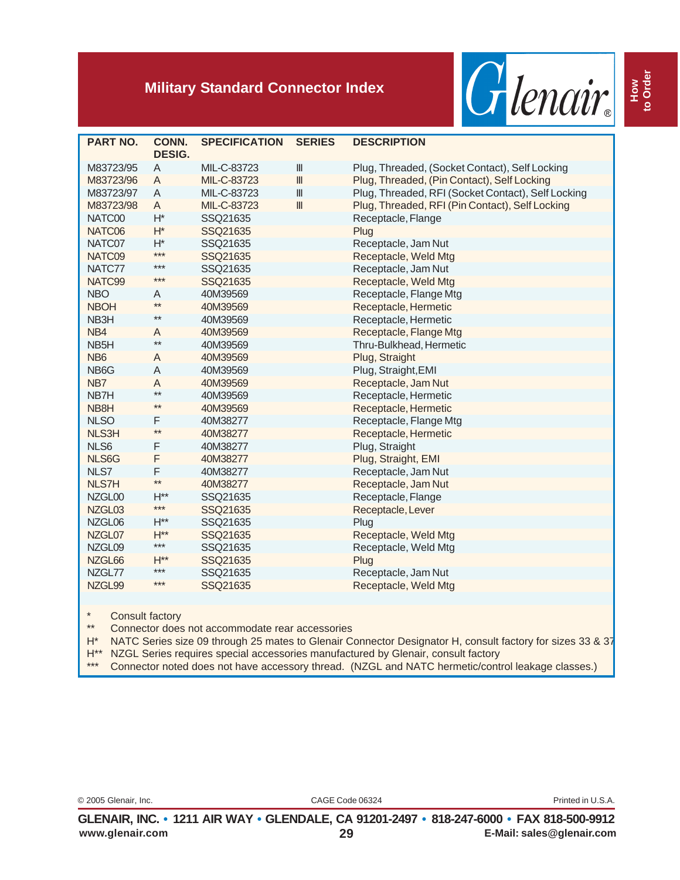# Military Standard Connector Index

| PART NO. | CONN. DESIG. | SPECIFICATION | SERIES | DESCRIPTION |
|---|---|---|---|---|
| M83723/95 | A | MIL-C-83723 | III | Plug, Threaded, (Socket Contact), Self Locking |
| M83723/96 | A | MIL-C-83723 | III | Plug, Threaded, (Pin Contact), Self Locking |
| M83723/97 | A | MIL-C-83723 | III | Plug, Threaded, RFI (Socket Contact), Self Locking |
| M83723/98 | A | MIL-C-83723 | III | Plug, Threaded, RFI (Pin Contact), Self Locking |
| NATC00 | H* | SSQ21635 | | Receptacle, Flange |
| NATC06 | H* | SSQ21635 | | Plug |
| NATC07 | H* | SSQ21635 | | Receptacle, Jam Nut |
| NATC09 | *** | SSQ21635 | | Receptacle, Weld Mtg |
| NATC77 | *** | SSQ21635 | | Receptacle, Jam Nut |
| NATC99 | *** | SSQ21635 | | Receptacle, Weld Mtg |
| NBO | A | 40M39569 | | Receptacle, Flange Mtg |
| NBOH | ** | 40M39569 | | Receptacle, Hermetic |
| NB3H | ** | 40M39569 | | Receptacle, Hermetic |
| NB4 | A | 40M39569 | | Receptacle, Flange Mtg |
| NB5H | ** | 40M39569 | | Thru-Bulkhead, Hermetic |
| NB6 | A | 40M39569 | | Plug, Straight |
| NB6G | A | 40M39569 | | Plug, Straight,EMI |
| NB7 | A | 40M39569 | | Receptacle, Jam Nut |
| NB7H | ** | 40M39569 | | Receptacle, Hermetic |
| NB8H | ** | 40M39569 | | Receptacle, Hermetic |
| NLSO | F | 40M38277 | | Receptacle, Flange Mtg |
| NLS3H | ** | 40M38277 | | Receptacle, Hermetic |
| NLS6 | F | 40M38277 | | Plug, Straight |
| NLS6G | F | 40M38277 | | Plug, Straight, EMI |
| NLS7 | F | 40M38277 | | Receptacle, Jam Nut |
| NLS7H | ** | 40M38277 | | Receptacle, Jam Nut |
| NZGL00 | H** | SSQ21635 | | Receptacle, Flange |
| NZGL03 | *** | SSQ21635 | | Receptacle, Lever |
| NZGL06 | H** | SSQ21635 | | Plug |
| NZGL07 | H** | SSQ21635 | | Receptacle, Weld Mtg |
| NZGL09 | *** | SSQ21635 | | Receptacle, Weld Mtg |
| NZGL66 | H** | SSQ21635 | | Plug |
| NZGL77 | *** | SSQ21635 | | Receptacle, Jam Nut |
| NZGL99 | *** | SSQ21635 | | Receptacle, Weld Mtg |

\* Consult factory
** Connector does not accommodate rear accessories
H* NATC Series size 09 through 25 mates to Glenair Connector Designator H, consult factory for sizes 33 & 37
H** NZGL Series requires special accessories manufactured by Glenair, consult factory
*** Connector noted does not have accessory thread. (NZGL and NATC hermetic/control leakage classes.)

© 2005 Glenair, Inc. CAGE Code 06324 Printed in U.S.A.

GLENAIR, INC. • 1211 AIR WAY • GLENDALE, CA 91201-2497 • 818-247-6000 • FAX 818-500-9912
www.glenair.com E-Mail: sales@glenair.com